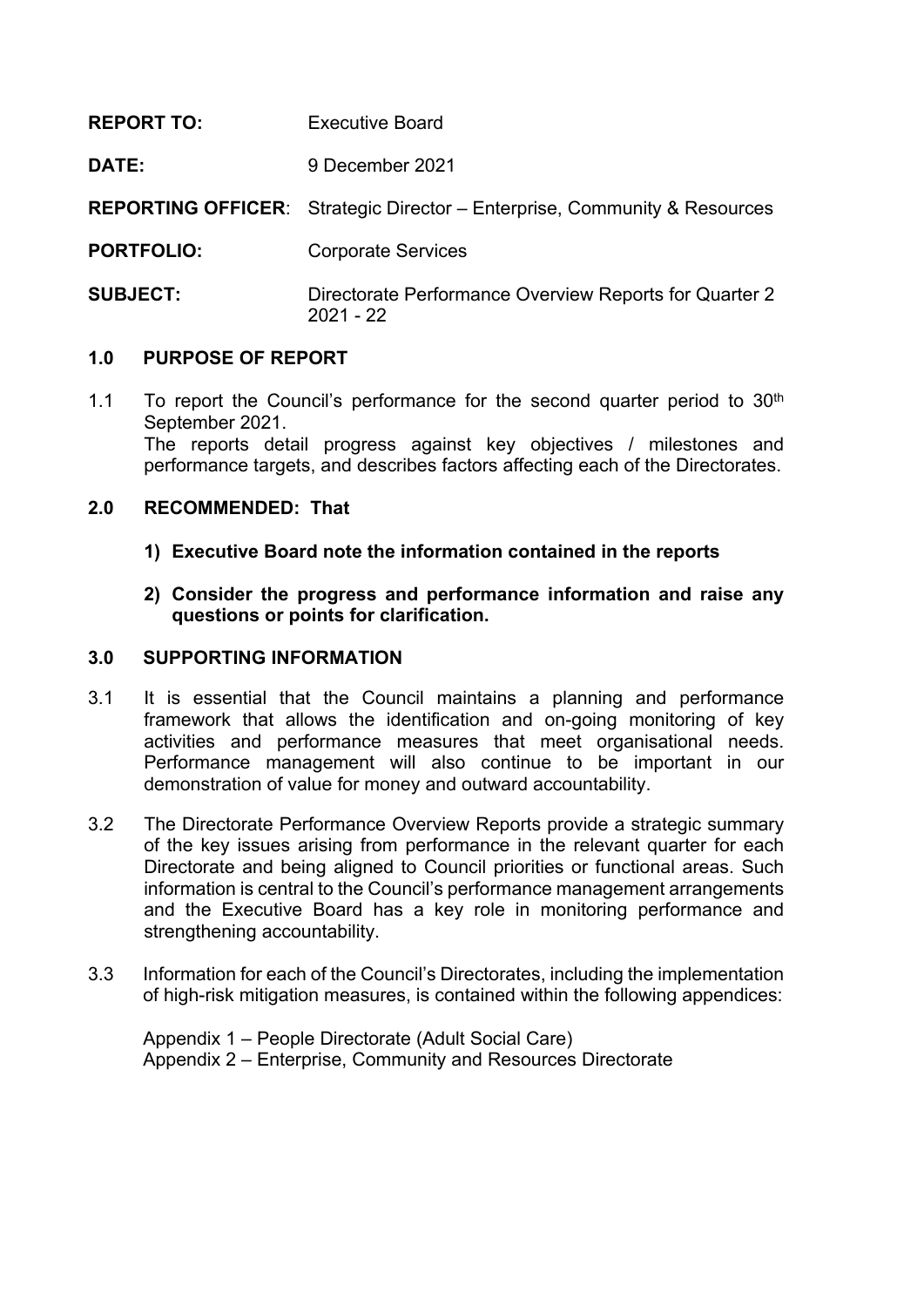**REPORT TO:** Executive Board

**DATE:** 9 December 2021

**REPORTING OFFICER**: Strategic Director – Enterprise, Community & Resources

**PORTFOLIO:** Corporate Services

**SUBJECT:** Directorate Performance Overview Reports for Quarter 2 2021 - 22

## 1.0 PURPOSE OF REPORT

1.1 To report the Council's performance for the second quarter period to 30th September 2021.
The reports detail progress against key objectives / milestones and performance targets, and describes factors affecting each of the Directorates.

## 2.0 RECOMMENDED: That

**1) Executive Board note the information contained in the reports**

**2) Consider the progress and performance information and raise any questions or points for clarification.**

## 3.0 SUPPORTING INFORMATION

3.1 It is essential that the Council maintains a planning and performance framework that allows the identification and on-going monitoring of key activities and performance measures that meet organisational needs. Performance management will also continue to be important in our demonstration of value for money and outward accountability.

3.2 The Directorate Performance Overview Reports provide a strategic summary of the key issues arising from performance in the relevant quarter for each Directorate and being aligned to Council priorities or functional areas. Such information is central to the Council's performance management arrangements and the Executive Board has a key role in monitoring performance and strengthening accountability.

3.3 Information for each of the Council's Directorates, including the implementation of high-risk mitigation measures, is contained within the following appendices:

Appendix 1 – People Directorate (Adult Social Care)
Appendix 2 – Enterprise, Community and Resources Directorate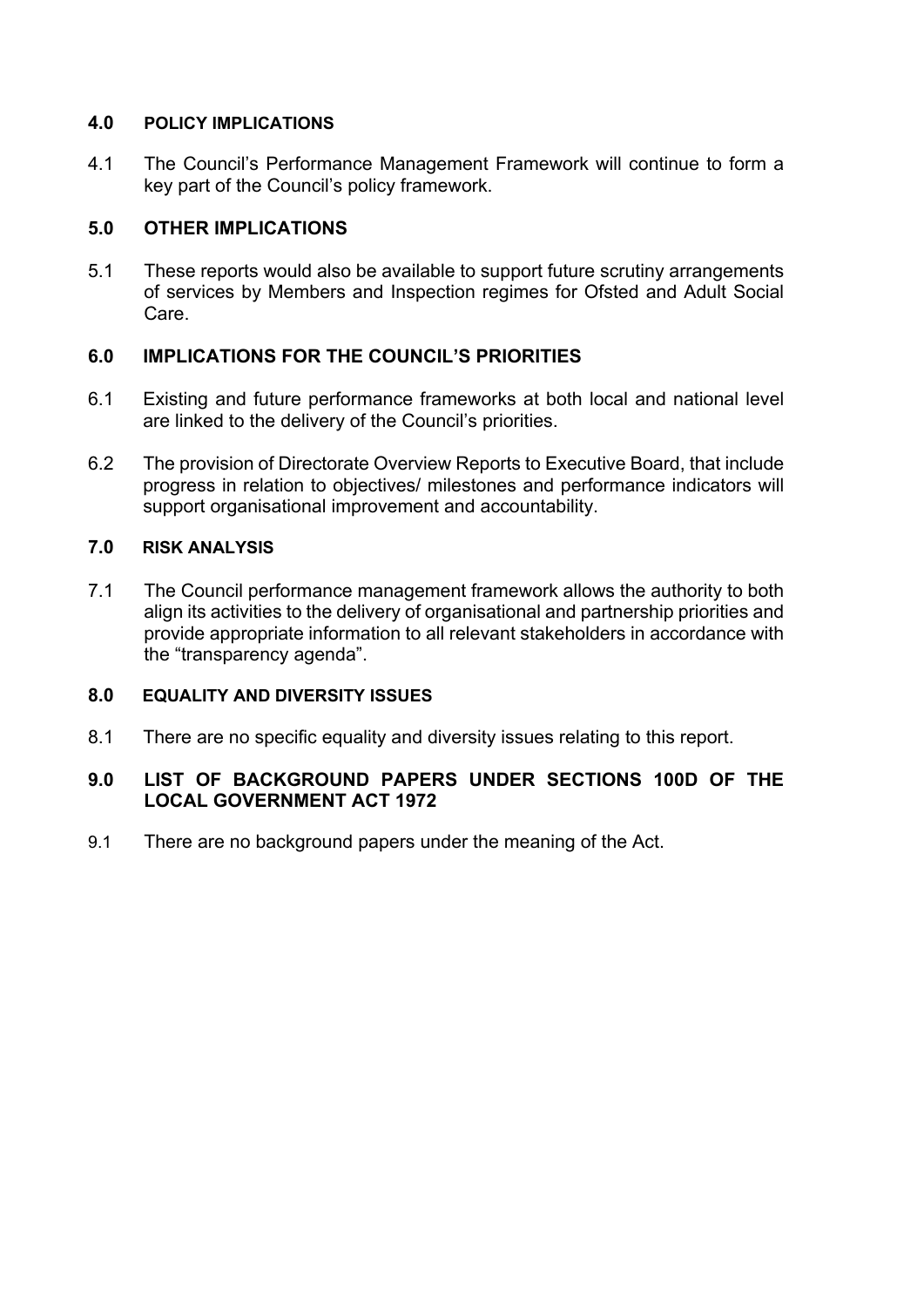## 4.0 POLICY IMPLICATIONS

4.1 The Council's Performance Management Framework will continue to form a key part of the Council's policy framework.

## 5.0 OTHER IMPLICATIONS

5.1 These reports would also be available to support future scrutiny arrangements of services by Members and Inspection regimes for Ofsted and Adult Social Care.

## 6.0 IMPLICATIONS FOR THE COUNCIL'S PRIORITIES

6.1 Existing and future performance frameworks at both local and national level are linked to the delivery of the Council's priorities.

6.2 The provision of Directorate Overview Reports to Executive Board, that include progress in relation to objectives/ milestones and performance indicators will support organisational improvement and accountability.

## 7.0 RISK ANALYSIS

7.1 The Council performance management framework allows the authority to both align its activities to the delivery of organisational and partnership priorities and provide appropriate information to all relevant stakeholders in accordance with the "transparency agenda".

## 8.0 EQUALITY AND DIVERSITY ISSUES

8.1 There are no specific equality and diversity issues relating to this report.

## 9.0 LIST OF BACKGROUND PAPERS UNDER SECTIONS 100D OF THE LOCAL GOVERNMENT ACT 1972

9.1 There are no background papers under the meaning of the Act.